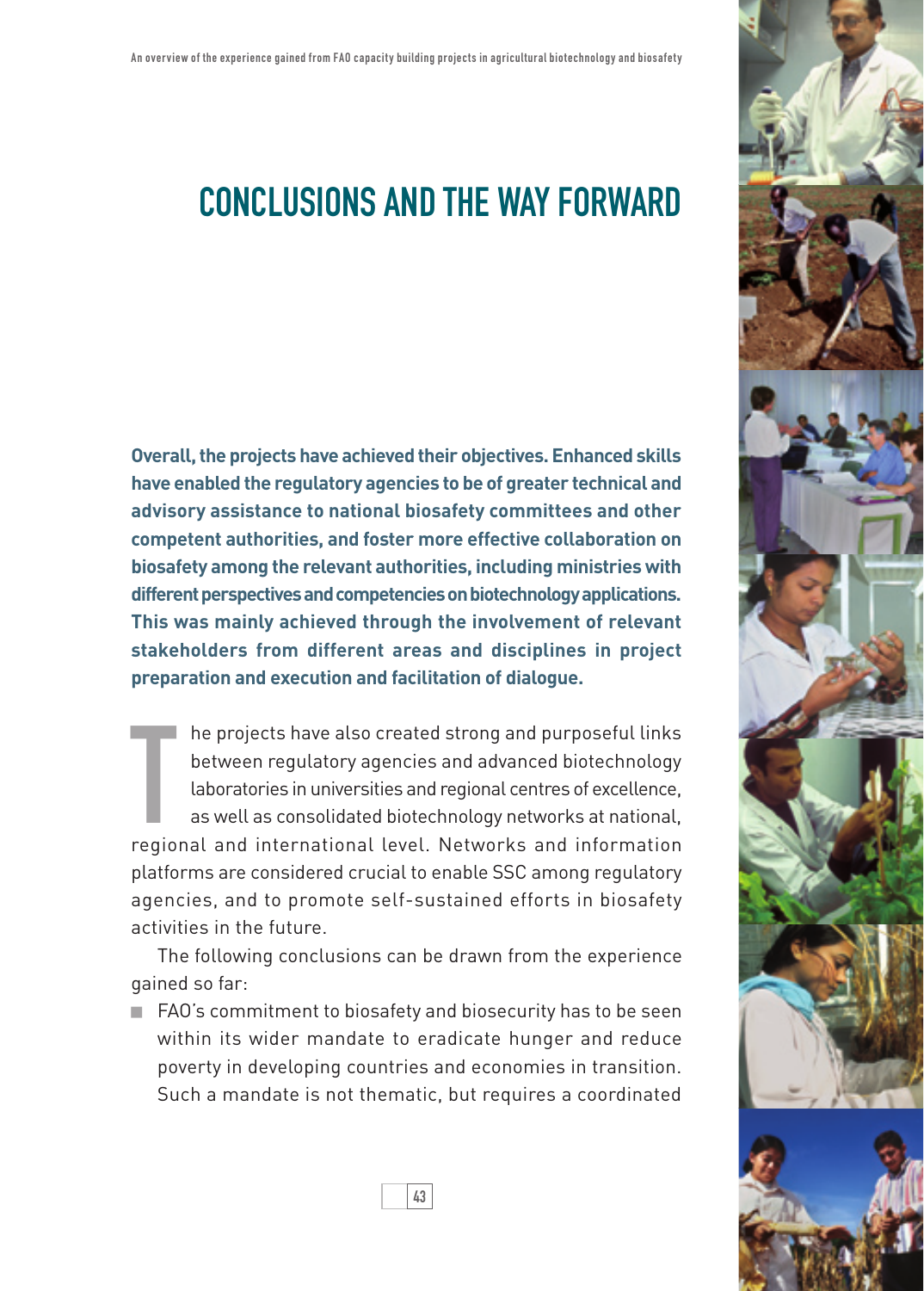# CONCLUSIONS AND THE WAY FORWARD

**Overall, the projects have achieved their objectives. Enhanced skills have enabled the regulatory agencies to be of greater technical and advisory assistance to national biosafety committees and other competent authorities, and foster more effective collaboration on biosafety among the relevant authorities, including ministries with different perspectives and competencies on biotechnology applications. This was mainly achieved through the involvement of relevant stakeholders from different areas and disciplines in project preparation and execution and facilitation of dialogue.**

The projects have also created strong and purposeful links between regulatory agencies and advanced biotechnology laboratories in universities and regional centres of excellence, as well as consolidated biotechnology networks at national, regional and international level. Networks and information platforms are considered crucial to enable SSC among regulatory agencies, and to promote self-sustained efforts in biosafety activities in the future.

The following conclusions can be drawn from the experience gained so far:

- FAO's commitment to biosafety and biosecurity has to be seen within its wider mandate to eradicate hunger and reduce poverty in developing countries and economies in transition. Such a mandate is not thematic, but requires a coordinated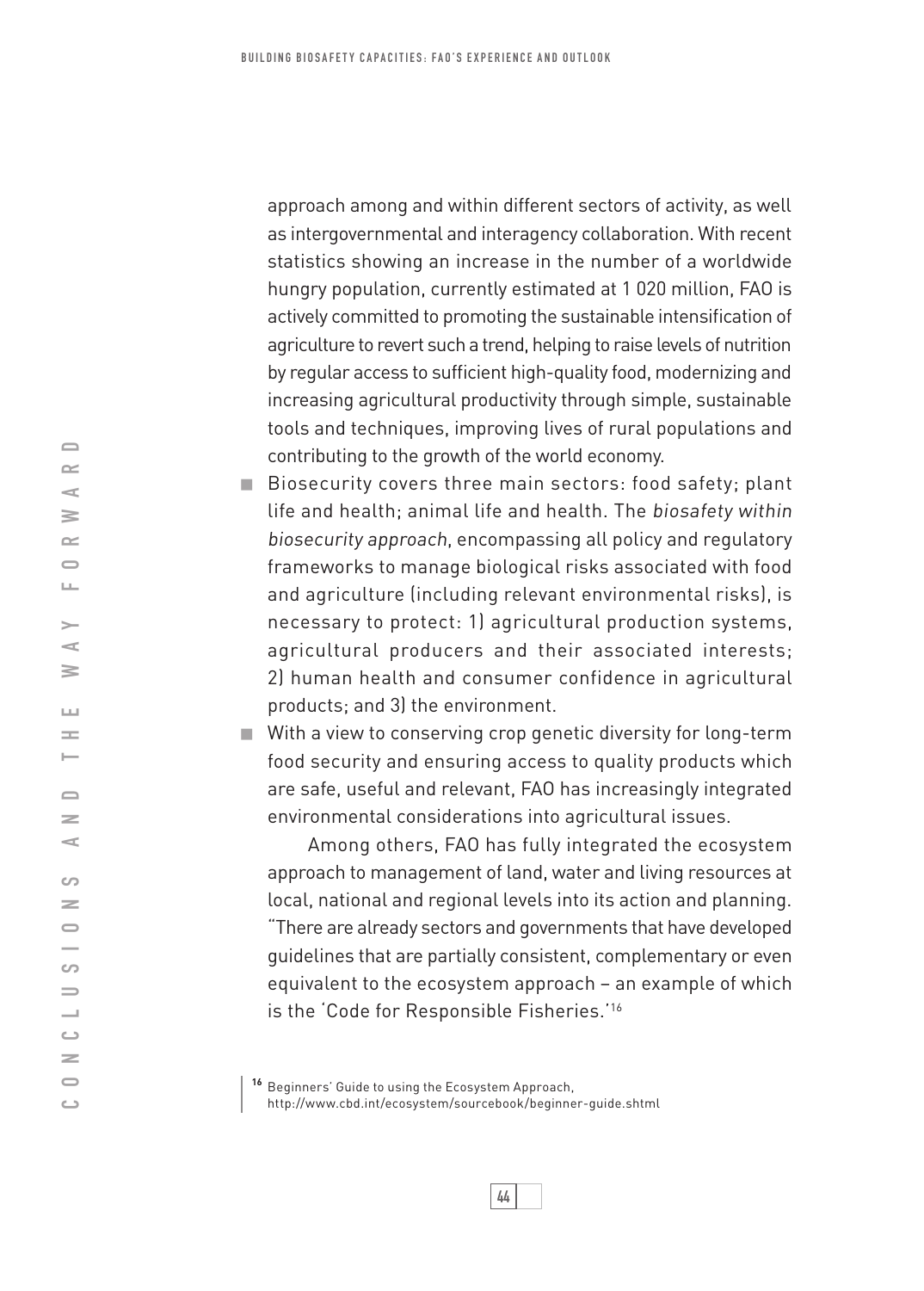approach among and within different sectors of activity, as well as intergovernmental and interagency collaboration. With recent statistics showing an increase in the number of a worldwide hungry population, currently estimated at 1 020 million, FAO is actively committed to promoting the sustainable intensification of agriculture to revert such a trend, helping to raise levels of nutrition by regular access to sufficient high-quality food, modernizing and increasing agricultural productivity through simple, sustainable tools and techniques, improving lives of rural populations and contributing to the growth of the world economy.

- Biosecurity covers three main sectors: food safety; plant life and health; animal life and health. The *biosafety within biosecurity approach*, encompassing all policy and regulatory frameworks to manage biological risks associated with food and agriculture (including relevant environmental risks), is necessary to protect: 1) agricultural production systems, agricultural producers and their associated interests; 2) human health and consumer confidence in agricultural products; and 3) the environment.
- With a view to conserving crop genetic diversity for long-term food security and ensuring access to quality products which are safe, useful and relevant, FAO has increasingly integrated environmental considerations into agricultural issues.

  Among others, FAO has fully integrated the ecosystem approach to management of land, water and living resources at local, national and regional levels into its action and planning. "There are already sectors and governments that have developed guidelines that are partially consistent, complementary or even equivalent to the ecosystem approach – an example of which is the 'Code for Responsible Fisheries.'[16]

[16] Beginners' Guide to using the Ecosystem Approach, http://www.cbd.int/ecosystem/sourcebook/beginner-guide.shtml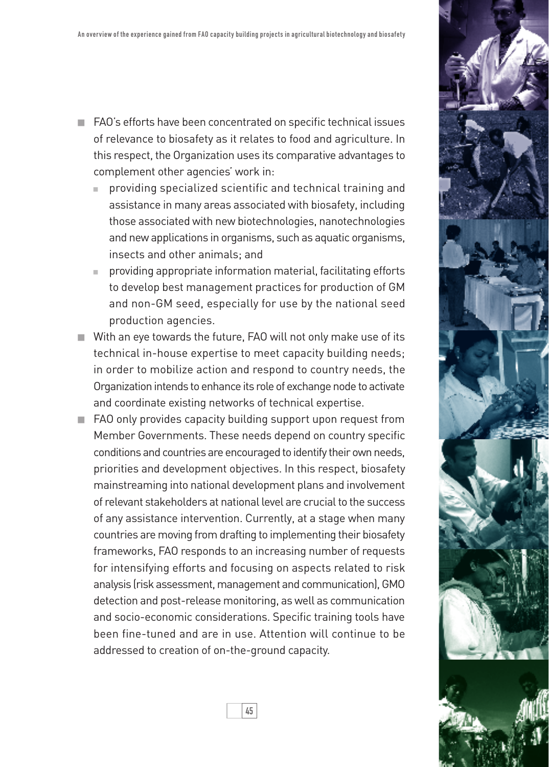- FAO's efforts have been concentrated on specific technical issues of relevance to biosafety as it relates to food and agriculture. In this respect, the Organization uses its comparative advantages to complement other agencies' work in:
  - providing specialized scientific and technical training and assistance in many areas associated with biosafety, including those associated with new biotechnologies, nanotechnologies and new applications in organisms, such as aquatic organisms, insects and other animals; and
  - providing appropriate information material, facilitating efforts to develop best management practices for production of GM and non-GM seed, especially for use by the national seed production agencies.
- With an eye towards the future, FAO will not only make use of its technical in-house expertise to meet capacity building needs; in order to mobilize action and respond to country needs, the Organization intends to enhance its role of exchange node to activate and coordinate existing networks of technical expertise.
- FAO only provides capacity building support upon request from Member Governments. These needs depend on country specific conditions and countries are encouraged to identify their own needs, priorities and development objectives. In this respect, biosafety mainstreaming into national development plans and involvement of relevant stakeholders at national level are crucial to the success of any assistance intervention. Currently, at a stage when many countries are moving from drafting to implementing their biosafety frameworks, FAO responds to an increasing number of requests for intensifying efforts and focusing on aspects related to risk analysis (risk assessment, management and communication), GMO detection and post-release monitoring, as well as communication and socio-economic considerations. Specific training tools have been fine-tuned and are in use. Attention will continue to be addressed to creation of on-the-ground capacity.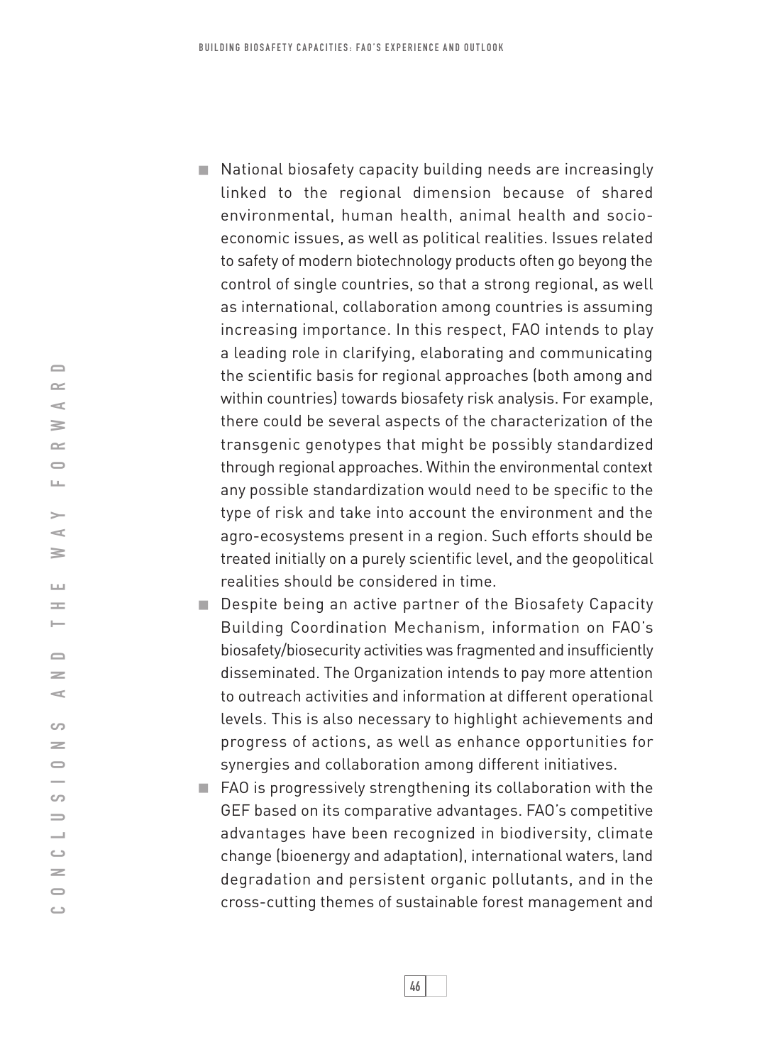- National biosafety capacity building needs are increasingly linked to the regional dimension because of shared environmental, human health, animal health and socio-economic issues, as well as political realities. Issues related to safety of modern biotechnology products often go beyong the control of single countries, so that a strong regional, as well as international, collaboration among countries is assuming increasing importance. In this respect, FAO intends to play a leading role in clarifying, elaborating and communicating the scientific basis for regional approaches (both among and within countries) towards biosafety risk analysis. For example, there could be several aspects of the characterization of the transgenic genotypes that might be possibly standardized through regional approaches. Within the environmental context any possible standardization would need to be specific to the type of risk and take into account the environment and the agro-ecosystems present in a region. Such efforts should be treated initially on a purely scientific level, and the geopolitical realities should be considered in time.
- Despite being an active partner of the Biosafety Capacity Building Coordination Mechanism, information on FAO's biosafety/biosecurity activities was fragmented and insufficiently disseminated. The Organization intends to pay more attention to outreach activities and information at different operational levels. This is also necessary to highlight achievements and progress of actions, as well as enhance opportunities for synergies and collaboration among different initiatives.
- FAO is progressively strengthening its collaboration with the GEF based on its comparative advantages. FAO's competitive advantages have been recognized in biodiversity, climate change (bioenergy and adaptation), international waters, land degradation and persistent organic pollutants, and in the cross-cutting themes of sustainable forest management and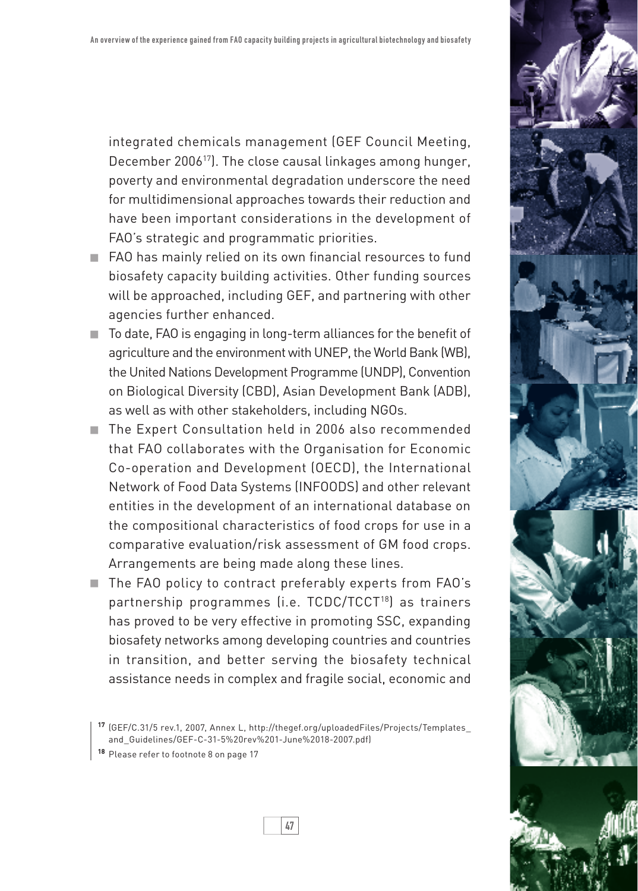integrated chemicals management (GEF Council Meeting, December 2006[17]). The close causal linkages among hunger, poverty and environmental degradation underscore the need for multidimensional approaches towards their reduction and have been important considerations in the development of FAO's strategic and programmatic priorities.

- FAO has mainly relied on its own financial resources to fund biosafety capacity building activities. Other funding sources will be approached, including GEF, and partnering with other agencies further enhanced.
- To date, FAO is engaging in long-term alliances for the benefit of agriculture and the environment with UNEP, the World Bank (WB), the United Nations Development Programme (UNDP), Convention on Biological Diversity (CBD), Asian Development Bank (ADB), as well as with other stakeholders, including NGOs.
- The Expert Consultation held in 2006 also recommended that FAO collaborates with the Organisation for Economic Co-operation and Development (OECD), the International Network of Food Data Systems (INFOODS) and other relevant entities in the development of an international database on the compositional characteristics of food crops for use in a comparative evaluation/risk assessment of GM food crops. Arrangements are being made along these lines.
- The FAO policy to contract preferably experts from FAO's partnership programmes (i.e. TCDC/TCCT[18]) as trainers has proved to be very effective in promoting SSC, expanding biosafety networks among developing countries and countries in transition, and better serving the biosafety technical assistance needs in complex and fragile social, economic and

[17] (GEF/C.31/5 rev.1, 2007, Annex L, http://thegef.org/uploadedFiles/Projects/Templates_and_Guidelines/GEF-C-31-5%20rev%201-June%2018-2007.pdf)

[18] Please refer to footnote 8 on page 17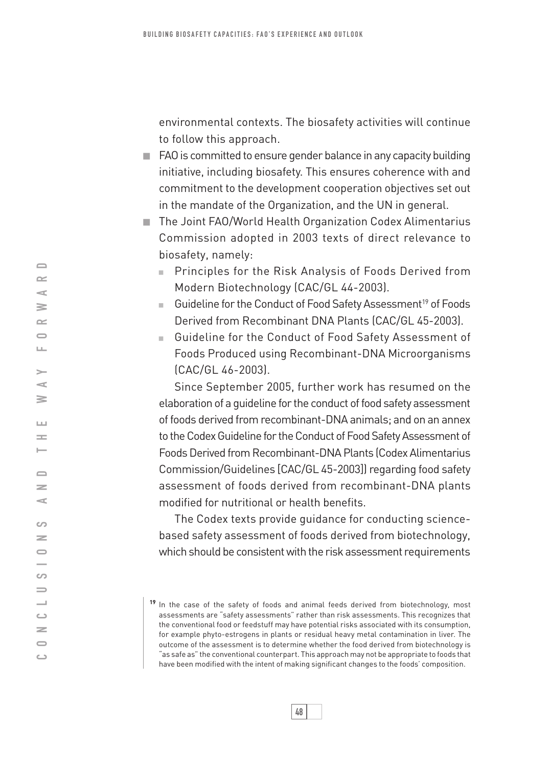environmental contexts. The biosafety activities will continue to follow this approach.

- FAO is committed to ensure gender balance in any capacity building initiative, including biosafety. This ensures coherence with and commitment to the development cooperation objectives set out in the mandate of the Organization, and the UN in general.
- The Joint FAO/World Health Organization Codex Alimentarius Commission adopted in 2003 texts of direct relevance to biosafety, namely:
  - Principles for the Risk Analysis of Foods Derived from Modern Biotechnology (CAC/GL 44-2003).
  - Guideline for the Conduct of Food Safety Assessment[19] of Foods Derived from Recombinant DNA Plants (CAC/GL 45-2003).
  - Guideline for the Conduct of Food Safety Assessment of Foods Produced using Recombinant-DNA Microorganisms (CAC/GL 46-2003).

  Since September 2005, further work has resumed on the elaboration of a guideline for the conduct of food safety assessment of foods derived from recombinant-DNA animals; and on an annex to the Codex Guideline for the Conduct of Food Safety Assessment of Foods Derived from Recombinant-DNA Plants (Codex Alimentarius Commission/Guidelines [CAC/GL 45-2003]) regarding food safety assessment of foods derived from recombinant-DNA plants modified for nutritional or health benefits.

  The Codex texts provide guidance for conducting science-based safety assessment of foods derived from biotechnology, which should be consistent with the risk assessment requirements

---

[19] In the case of the safety of foods and animal feeds derived from biotechnology, most assessments are "safety assessments" rather than risk assessments. This recognizes that the conventional food or feedstuff may have potential risks associated with its consumption, for example phyto-estrogens in plants or residual heavy metal contamination in liver. The outcome of the assessment is to determine whether the food derived from biotechnology is "as safe as" the conventional counterpart. This approach may not be appropriate to foods that have been modified with the intent of making significant changes to the foods' composition.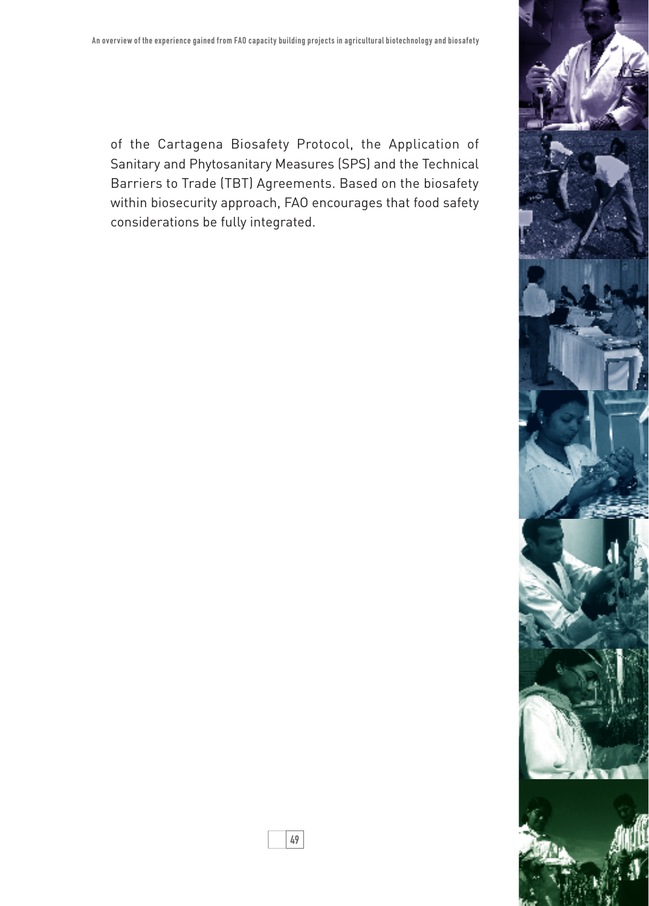of the Cartagena Biosafety Protocol, the Application of Sanitary and Phytosanitary Measures (SPS) and the Technical Barriers to Trade (TBT) Agreements. Based on the biosafety within biosecurity approach, FAO encourages that food safety considerations be fully integrated.